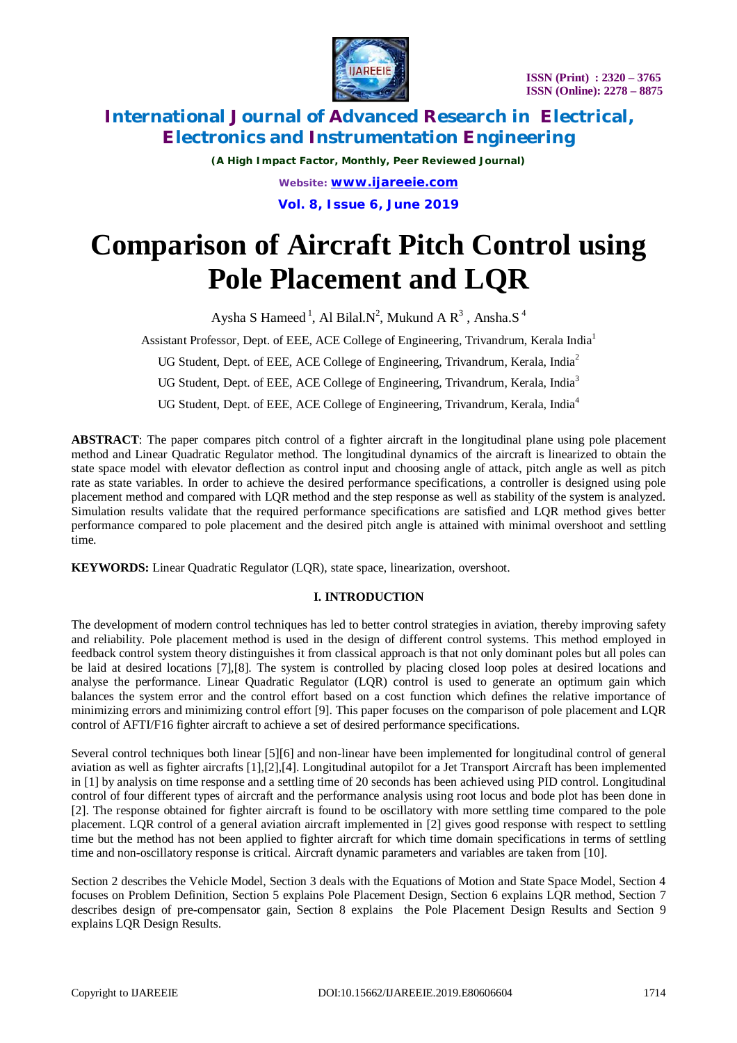# Comparison of Aircraft Pitch Control using Pole Placement and LQR

Aysha S Hameed [1], Al Bilal.N[2], Mukund A R[3] , Ansha.S [4]

Assistant Professor, Dept. of EEE, ACE College of Engineering, Trivandrum, Kerala India[1]

UG Student, Dept. of EEE, ACE College of Engineering, Trivandrum, Kerala, India[2]

UG Student, Dept. of EEE, ACE College of Engineering, Trivandrum, Kerala, India[3]

UG Student, Dept. of EEE, ACE College of Engineering, Trivandrum, Kerala, India[4]

**ABSTRACT**: The paper compares pitch control of a fighter aircraft in the longitudinal plane using pole placement method and Linear Quadratic Regulator method. The longitudinal dynamics of the aircraft is linearized to obtain the state space model with elevator deflection as control input and choosing angle of attack, pitch angle as well as pitch rate as state variables. In order to achieve the desired performance specifications, a controller is designed using pole placement method and compared with LQR method and the step response as well as stability of the system is analyzed. Simulation results validate that the required performance specifications are satisfied and LQR method gives better performance compared to pole placement and the desired pitch angle is attained with minimal overshoot and settling time.

**KEYWORDS:** Linear Quadratic Regulator (LQR), state space, linearization, overshoot.

## I. INTRODUCTION

The development of modern control techniques has led to better control strategies in aviation, thereby improving safety and reliability. Pole placement method is used in the design of different control systems. This method employed in feedback control system theory distinguishes it from classical approach is that not only dominant poles but all poles can be laid at desired locations [7],[8]. The system is controlled by placing closed loop poles at desired locations and analyse the performance. Linear Quadratic Regulator (LQR) control is used to generate an optimum gain which balances the system error and the control effort based on a cost function which defines the relative importance of minimizing errors and minimizing control effort [9]. This paper focuses on the comparison of pole placement and LQR control of AFTI/F16 fighter aircraft to achieve a set of desired performance specifications.

Several control techniques both linear [5][6] and non-linear have been implemented for longitudinal control of general aviation as well as fighter aircrafts [1],[2],[4]. Longitudinal autopilot for a Jet Transport Aircraft has been implemented in [1] by analysis on time response and a settling time of 20 seconds has been achieved using PID control. Longitudinal control of four different types of aircraft and the performance analysis using root locus and bode plot has been done in [2]. The response obtained for fighter aircraft is found to be oscillatory with more settling time compared to the pole placement. LQR control of a general aviation aircraft implemented in [2] gives good response with respect to settling time but the method has not been applied to fighter aircraft for which time domain specifications in terms of settling time and non-oscillatory response is critical. Aircraft dynamic parameters and variables are taken from [10].

Section 2 describes the Vehicle Model, Section 3 deals with the Equations of Motion and State Space Model, Section 4 focuses on Problem Definition, Section 5 explains Pole Placement Design, Section 6 explains LQR method, Section 7 describes design of pre-compensator gain, Section 8 explains the Pole Placement Design Results and Section 9 explains LQR Design Results.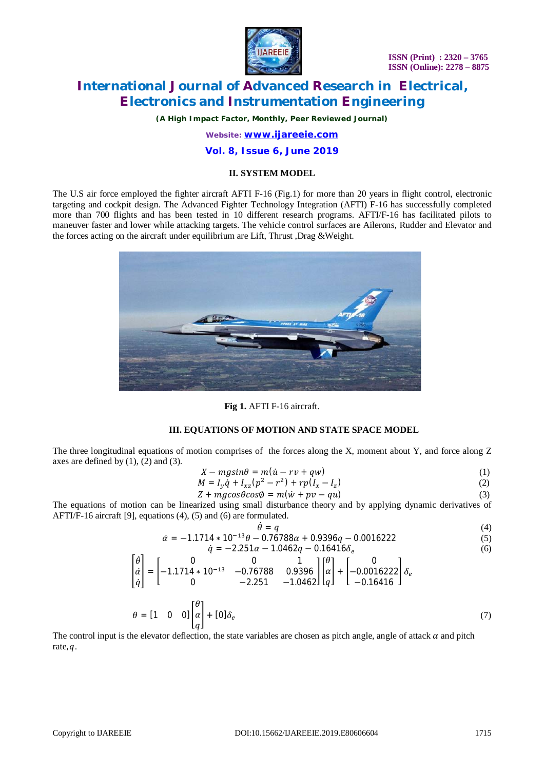## II. SYSTEM MODEL

The U.S air force employed the fighter aircraft AFTI F-16 (Fig.1) for more than 20 years in flight control, electronic targeting and cockpit design. The Advanced Fighter Technology Integration (AFTI) F-16 has successfully completed more than 700 flights and has been tested in 10 different research programs. AFTI/F-16 has facilitated pilots to maneuver faster and lower while attacking targets. The vehicle control surfaces are Ailerons, Rudder and Elevator and the forces acting on the aircraft under equilibrium are Lift, Thrust ,Drag &Weight.

**Fig 1.** AFTI F-16 aircraft.

## III. EQUATIONS OF MOTION AND STATE SPACE MODEL

The three longitudinal equations of motion comprises of the forces along the X, moment about Y, and force along Z axes are defined by (1), (2) and (3).

$$X - mgsin\theta = m(\dot{u} - rv + qw) \tag{1}$$

$$M = I_y\dot{q} + I_{xz}(p^2 - r^2) + rp(I_x - I_z) \tag{2}$$

$$Z + mgcos\theta cos\emptyset = m(\dot{w} + pv - qu) \tag{3}$$

The equations of motion can be linearized using small disturbance theory and by applying dynamic derivatives of AFTI/F-16 aircraft [9], equations (4), (5) and (6) are formulated.

$$\dot{\theta} = q \tag{4}$$

$$\dot{\alpha} = -1.1714 * 10^{-13}\theta - 0.76788\alpha + 0.9396q - 0.0016222 \tag{5}$$

$$\dot{q} = -2.251\alpha - 1.0462q - 0.16416\delta_e \tag{6}$$

$$\begin{bmatrix} \dot{\theta} \\ \dot{\alpha} \\ \dot{q} \end{bmatrix} = \begin{bmatrix} 0 & 0 & 1 \\ -1.1714 * 10^{-13} & -0.76788 & 0.9396 \\ 0 & -2.251 & -1.0462 \end{bmatrix} \begin{bmatrix} \theta \\ \alpha \\ q \end{bmatrix} + \begin{bmatrix} 0 \\ -0.0016222 \\ -0.16416 \end{bmatrix} \delta_e$$

$$\theta = [1 \quad 0 \quad 0] \begin{bmatrix} \theta \\ \alpha \\ q \end{bmatrix} + [0]\delta_e \tag{7}$$

The control input is the elevator deflection, the state variables are chosen as pitch angle, angle of attack $\alpha$ and pitch rate, $q$.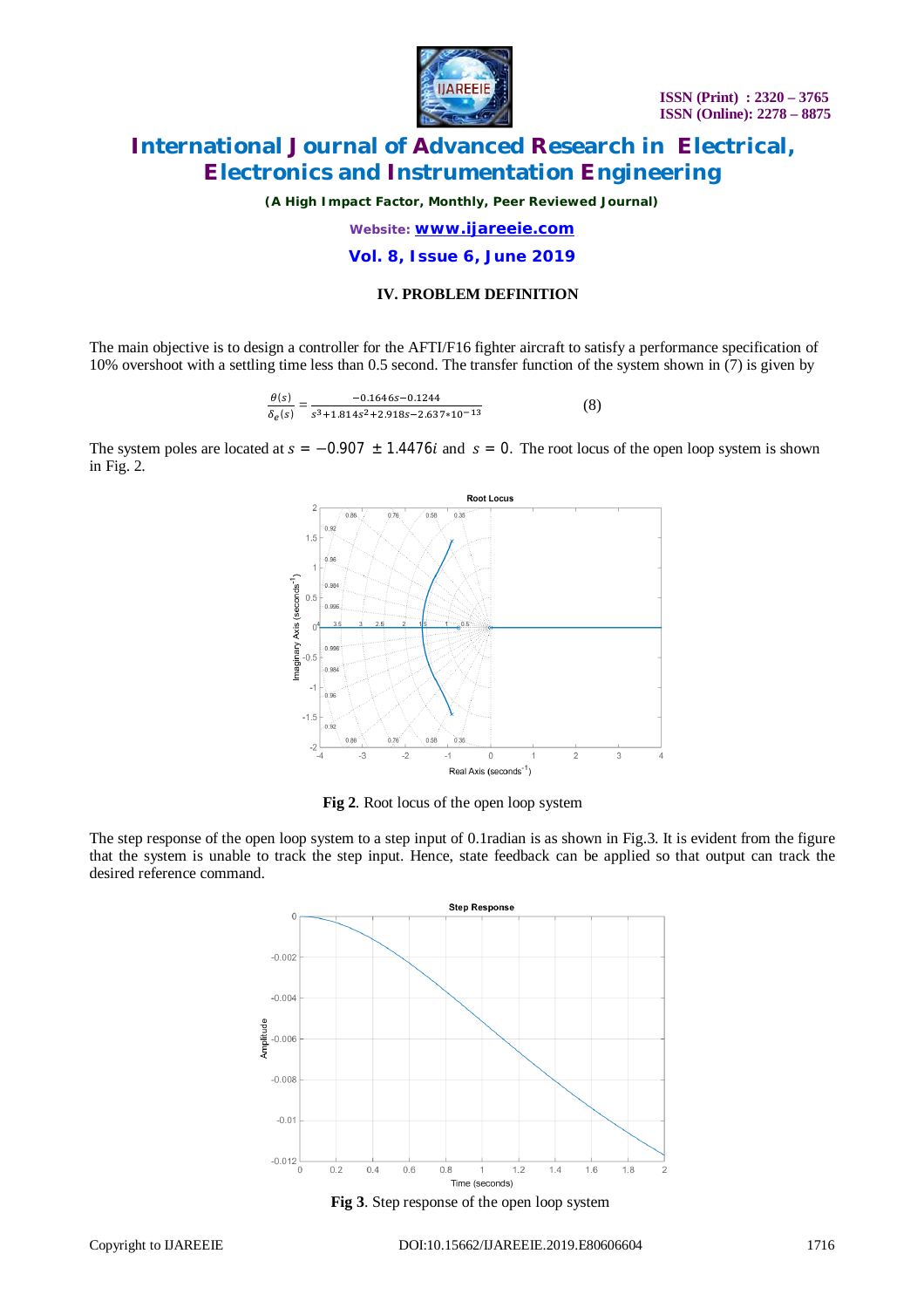## IV. PROBLEM DEFINITION

The main objective is to design a controller for the AFTI/F16 fighter aircraft to satisfy a performance specification of 10% overshoot with a settling time less than 0.5 second. The transfer function of the system shown in (7) is given by

$$\frac{\theta(s)}{\delta_e(s)} = \frac{-0.1646s-0.1244}{s^3+1.814s^2+2.918s-2.637*10^{-13}} \tag{8}$$

The system poles are located at $s = -0.907 \pm 1.4476i$ and $s = 0$. The root locus of the open loop system is shown in Fig. 2.

**Fig 2**. Root locus of the open loop system

The step response of the open loop system to a step input of 0.1radian is as shown in Fig.3. It is evident from the figure that the system is unable to track the step input. Hence, state feedback can be applied so that output can track the desired reference command.

**Fig 3**. Step response of the open loop system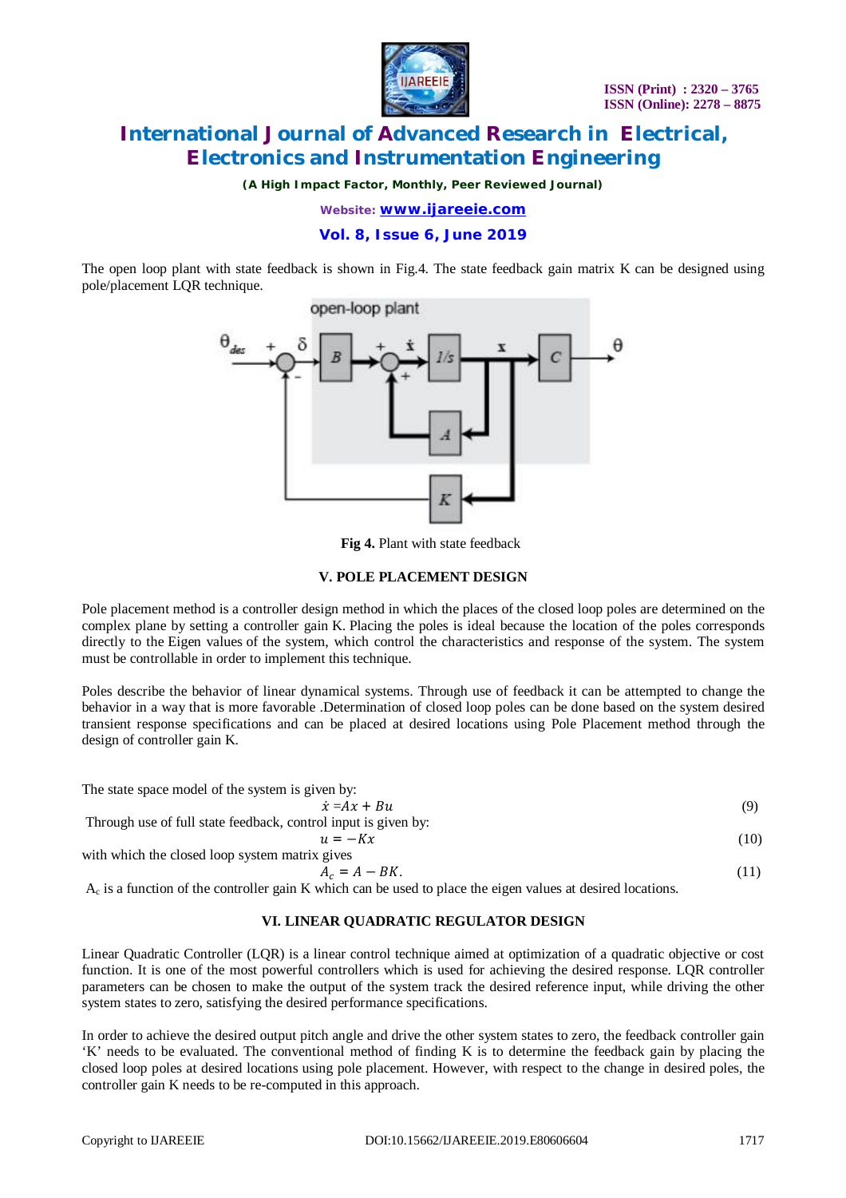The open loop plant with state feedback is shown in Fig.4. The state feedback gain matrix K can be designed using pole/placement LQR technique.

**Fig 4.** Plant with state feedback

## V. POLE PLACEMENT DESIGN

Pole placement method is a controller design method in which the places of the closed loop poles are determined on the complex plane by setting a controller gain K. Placing the poles is ideal because the location of the poles corresponds directly to the Eigen values of the system, which control the characteristics and response of the system. The system must be controllable in order to implement this technique.

Poles describe the behavior of linear dynamical systems. Through use of feedback it can be attempted to change the behavior in a way that is more favorable .Determination of closed loop poles can be done based on the system desired transient response specifications and can be placed at desired locations using Pole Placement method through the design of controller gain K.

The state space model of the system is given by:

$$\dot{x} = Ax + Bu \tag{9}$$

Through use of full state feedback, control input is given by:

$$u = -Kx \tag{10}$$

with which the closed loop system matrix gives

$$A_c = A - BK. \tag{11}$$

$A_c$ is a function of the controller gain K which can be used to place the eigen values at desired locations.

## VI. LINEAR QUADRATIC REGULATOR DESIGN

Linear Quadratic Controller (LQR) is a linear control technique aimed at optimization of a quadratic objective or cost function. It is one of the most powerful controllers which is used for achieving the desired response. LQR controller parameters can be chosen to make the output of the system track the desired reference input, while driving the other system states to zero, satisfying the desired performance specifications.

In order to achieve the desired output pitch angle and drive the other system states to zero, the feedback controller gain 'K' needs to be evaluated. The conventional method of finding K is to determine the feedback gain by placing the closed loop poles at desired locations using pole placement. However, with respect to the change in desired poles, the controller gain K needs to be re-computed in this approach.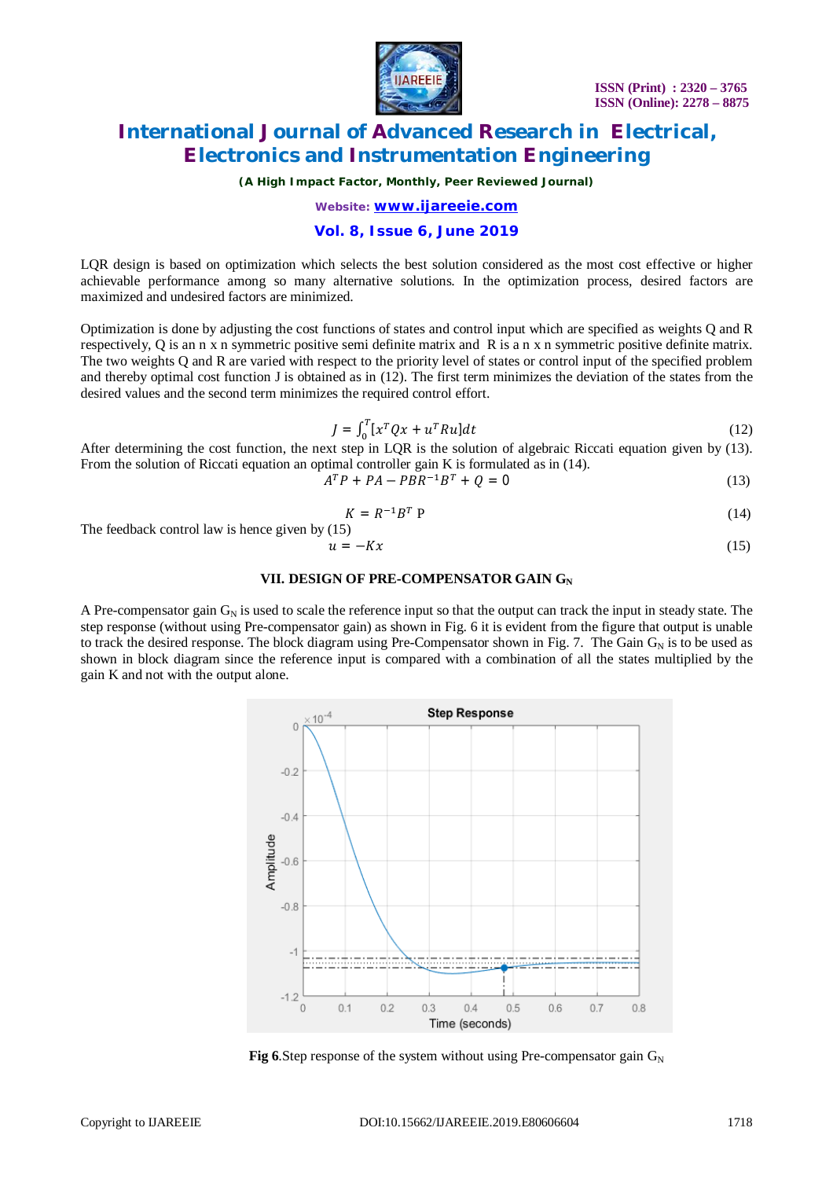LQR design is based on optimization which selects the best solution considered as the most cost effective or higher achievable performance among so many alternative solutions. In the optimization process, desired factors are maximized and undesired factors are minimized.

Optimization is done by adjusting the cost functions of states and control input which are specified as weights Q and R respectively, Q is an n x n symmetric positive semi definite matrix and R is a n x n symmetric positive definite matrix. The two weights Q and R are varied with respect to the priority level of states or control input of the specified problem and thereby optimal cost function J is obtained as in (12). The first term minimizes the deviation of the states from the desired values and the second term minimizes the required control effort.

$$J = \int_0^T [x^T Q x + u^T R u] dt \tag{12}$$

After determining the cost function, the next step in LQR is the solution of algebraic Riccati equation given by (13). From the solution of Riccati equation an optimal controller gain K is formulated as in (14).

$$A^T P + PA - PBR^{-1}B^T + Q = 0 \tag{13}$$

$$K = R^{-1} B^T \text{ P} \tag{14}$$

The feedback control law is hence given by (15)

$$u = -Kx \tag{15}$$

## VII. DESIGN OF PRE-COMPENSATOR GAIN $G_N$

A Pre-compensator gain $G_N$ is used to scale the reference input so that the output can track the input in steady state. The step response (without using Pre-compensator gain) as shown in Fig. 6 it is evident from the figure that output is unable to track the desired response. The block diagram using Pre-Compensator shown in Fig. 7. The Gain $G_N$ is to be used as shown in block diagram since the reference input is compared with a combination of all the states multiplied by the gain K and not with the output alone.

**Fig 6**.Step response of the system without using Pre-compensator gain $G_N$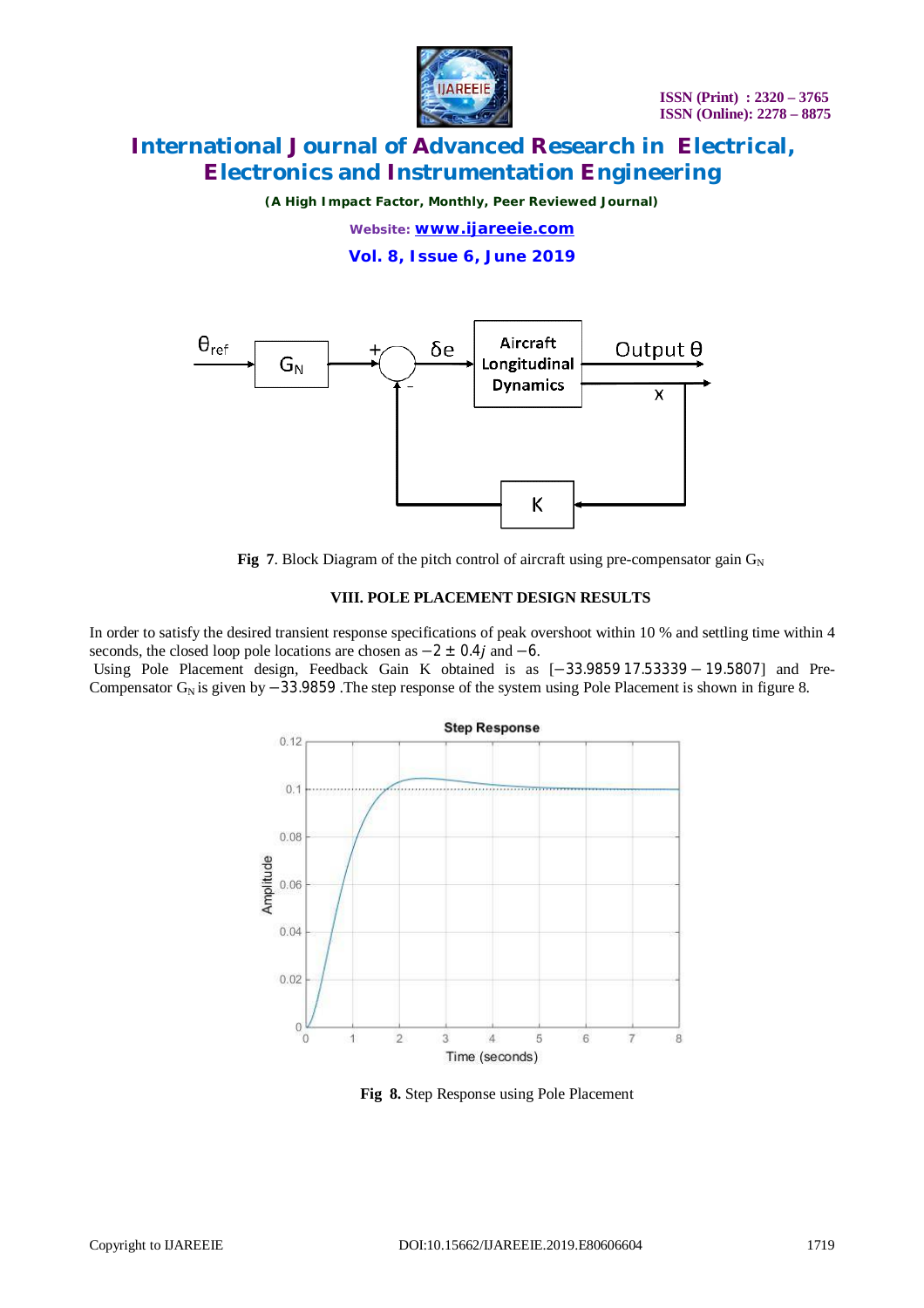Fig 7. Block Diagram of the pitch control of aircraft using pre-compensator gain $G_N$

## VIII. POLE PLACEMENT DESIGN RESULTS

In order to satisfy the desired transient response specifications of peak overshoot within 10 % and settling time within 4 seconds, the closed loop pole locations are chosen as $-2 \pm 0.4j$ and $-6$.

Using Pole Placement design, Feedback Gain K obtained is as $[-33.9859 \; 17.53339 - 19.5807]$ and Pre-Compensator $G_N$ is given by $-33.9859$ .The step response of the system using Pole Placement is shown in figure 8.

Fig 8. Step Response using Pole Placement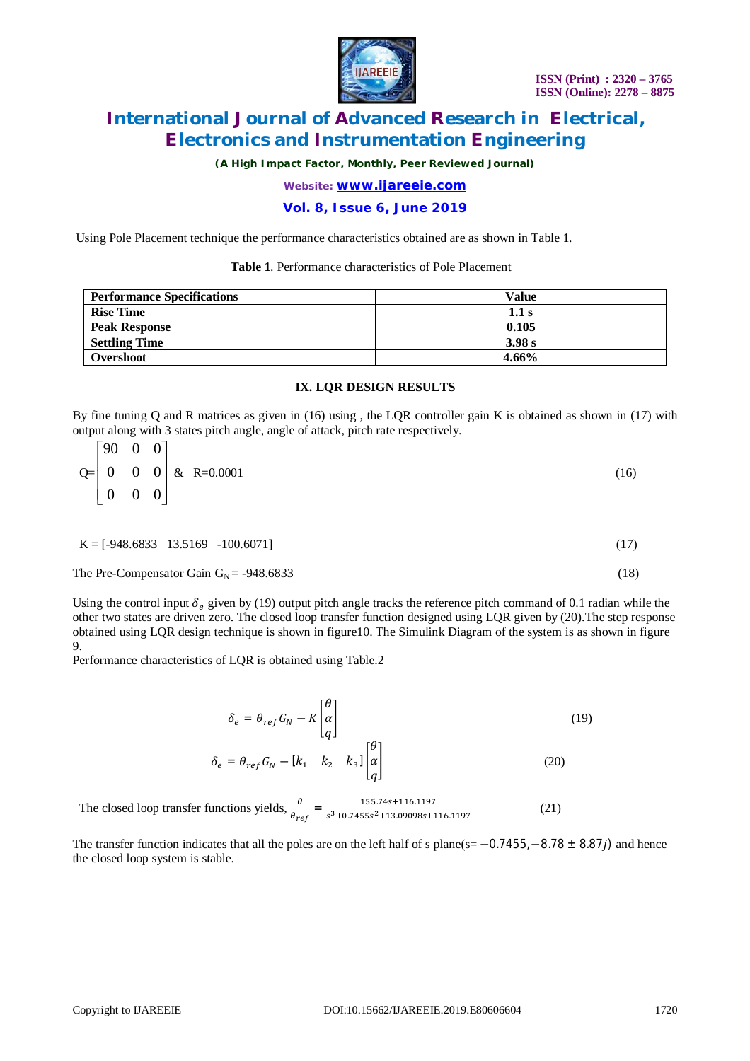Using Pole Placement technique the performance characteristics obtained are as shown in Table 1.

**Table 1**. Performance characteristics of Pole Placement

| Performance Specifications | Value |
|---|---|
| **Rise Time** | **1.1 s** |
| **Peak Response** | **0.105** |
| **Settling Time** | **3.98 s** |
| **Overshoot** | **4.66%** |

### IX. LQR DESIGN RESULTS

By fine tuning Q and R matrices as given in (16) using , the LQR controller gain K is obtained as shown in (17) with output along with 3 states pitch angle, angle of attack, pitch rate respectively.

$$Q=\begin{bmatrix} 90 & 0 & 0 \\ 0 & 0 & 0 \\ 0 & 0 & 0 \end{bmatrix} \;\&\; R=0.0001 \qquad (16)$$

$$K = [-948.6833 \quad 13.5169 \quad -100.6071] \qquad (17)$$

The Pre-Compensator Gain $G_N$ = -948.6833 (18)

Using the control input $\delta_e$ given by (19) output pitch angle tracks the reference pitch command of 0.1 radian while the other two states are driven zero. The closed loop transfer function designed using LQR given by (20).The step response obtained using LQR design technique is shown in figure10. The Simulink Diagram of the system is as shown in figure 9.

Performance characteristics of LQR is obtained using Table.2

$$\delta_e = \theta_{ref} G_N - K\begin{bmatrix} \theta \\ \alpha \\ q \end{bmatrix} \qquad (19)$$

$$\delta_e = \theta_{ref} G_N - [k_1 \quad k_2 \quad k_3]\begin{bmatrix} \theta \\ \alpha \\ q \end{bmatrix} \qquad (20)$$

The closed loop transfer functions yields, $\frac{\theta}{\theta_{ref}} = \frac{155.74s+116.1197}{s^3+0.7455s^2+13.09098s+116.1197}$ (21)

The transfer function indicates that all the poles are on the left half of s plane($s = -0.7455, -8.78 \pm 8.87j$) and hence the closed loop system is stable.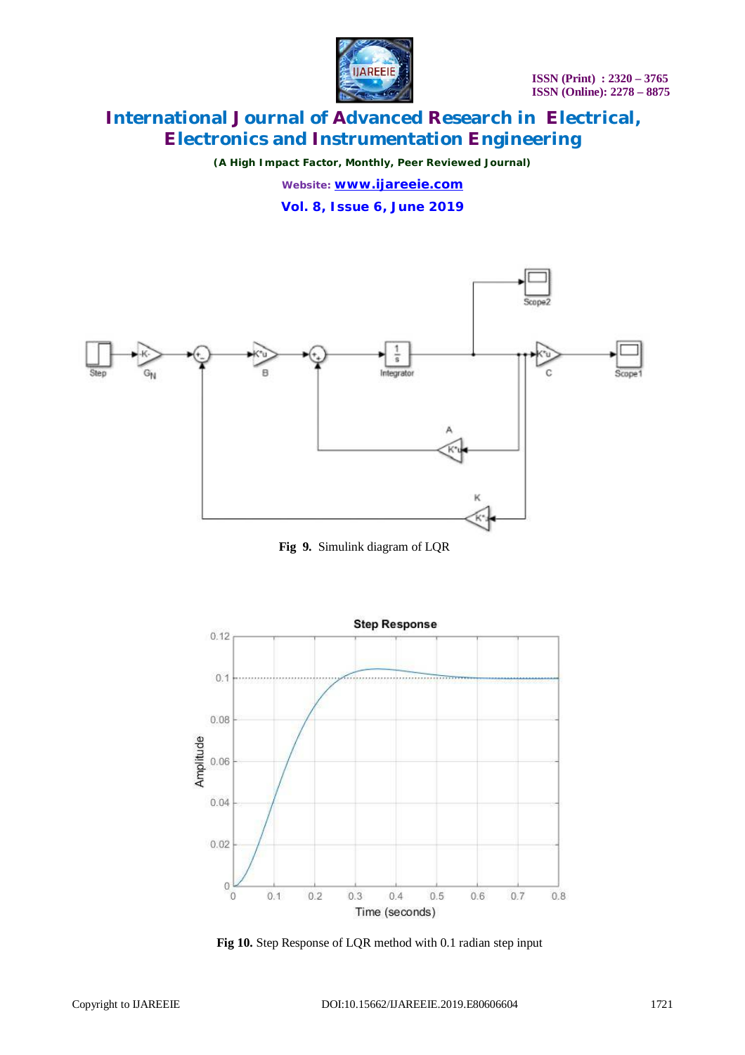Fig 9. Simulink diagram of LQR

Fig 10. Step Response of LQR method with 0.1 radian step input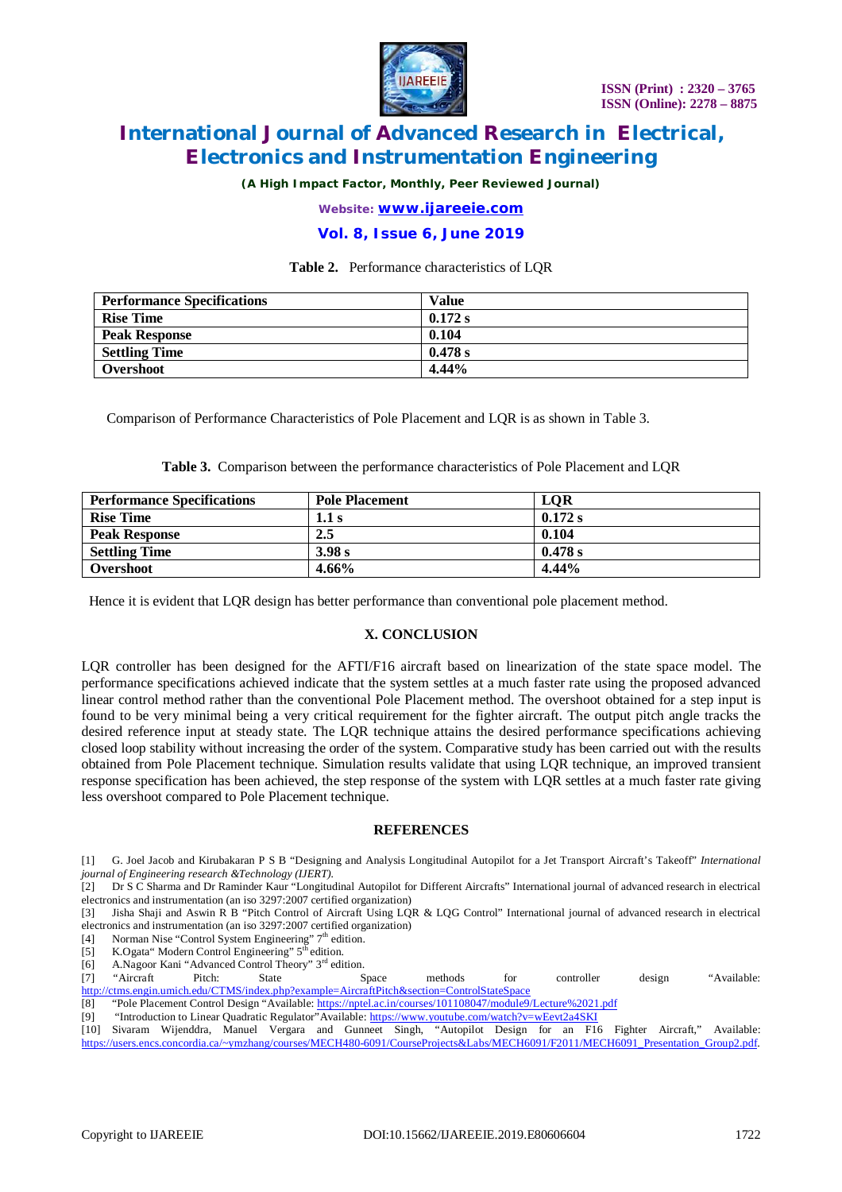**Table 2.** Performance characteristics of LQR

| Performance Specifications | Value |
|---|---|
| **Rise Time** | **0.172 s** |
| **Peak Response** | **0.104** |
| **Settling Time** | **0.478 s** |
| **Overshoot** | **4.44%** |

Comparison of Performance Characteristics of Pole Placement and LQR is as shown in Table 3.

**Table 3.** Comparison between the performance characteristics of Pole Placement and LQR

| Performance Specifications | Pole Placement | LQR |
|---|---|---|
| **Rise Time** | **1.1 s** | **0.172 s** |
| **Peak Response** | **2.5** | **0.104** |
| **Settling Time** | **3.98 s** | **0.478 s** |
| **Overshoot** | **4.66%** | **4.44%** |

Hence it is evident that LQR design has better performance than conventional pole placement method.

## X. CONCLUSION

LQR controller has been designed for the AFTI/F16 aircraft based on linearization of the state space model. The performance specifications achieved indicate that the system settles at a much faster rate using the proposed advanced linear control method rather than the conventional Pole Placement method. The overshoot obtained for a step input is found to be very minimal being a very critical requirement for the fighter aircraft. The output pitch angle tracks the desired reference input at steady state. The LQR technique attains the desired performance specifications achieving closed loop stability without increasing the order of the system. Comparative study has been carried out with the results obtained from Pole Placement technique. Simulation results validate that using LQR technique, an improved transient response specification has been achieved, the step response of the system with LQR settles at a much faster rate giving less overshoot compared to Pole Placement technique.

## REFERENCES

[1] G. Joel Jacob and Kirubakaran P S B "Designing and Analysis Longitudinal Autopilot for a Jet Transport Aircraft's Takeoff" *International journal of Engineering research &Technology (IJERT).*

[2] Dr S C Sharma and Dr Raminder Kaur "Longitudinal Autopilot for Different Aircrafts" International journal of advanced research in electrical electronics and instrumentation (an iso 3297:2007 certified organization)

[3] Jisha Shaji and Aswin R B "Pitch Control of Aircraft Using LQR & LQG Control" International journal of advanced research in electrical electronics and instrumentation (an iso 3297:2007 certified organization)

[4] Norman Nise "Control System Engineering" 7th edition.

[5] K.Ogata" Modern Control Engineering" 5th edition.

[6] A.Nagoor Kani "Advanced Control Theory" 3rd edition.

[7] "Aircraft Pitch: State Space methods for controller design "Available: http://ctms.engin.umich.edu/CTMS/index.php?example=AircraftPitch&section=ControlStateSpace

[8] "Pole Placement Control Design "Available: https://nptel.ac.in/courses/101108047/module9/Lecture%2021.pdf

[9] "Introduction to Linear Quadratic Regulator"Available: https://www.youtube.com/watch?v=wEevt2a4SKI

[10] Sivaram Wijenddra, Manuel Vergara and Gunneet Singh, "Autopilot Design for an F16 Fighter Aircraft," Available: https://users.encs.concordia.ca/~ymzhang/courses/MECH480-6091/CourseProjects&Labs/MECH6091/F2011/MECH6091_Presentation_Group2.pdf.